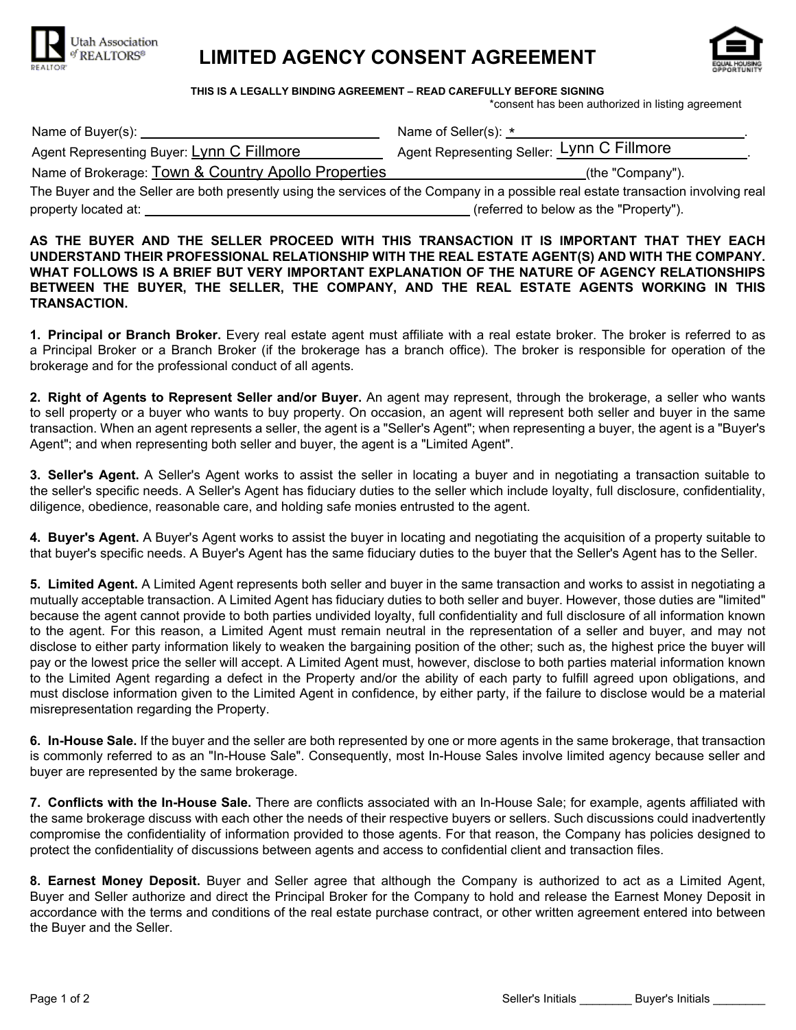Utah Association of REALTORS®

# LIMITED AGENCY CONSENT AGREEMENT

**THIS IS A LEGALLY BINDING AGREEMENT – READ CAREFULLY BEFORE SIGNING**

*consent has been authorized in listing agreement

Name of Buyer(s): ______________________ Name of Seller(s): *______________________.

Agent Representing Buyer: Lynn C Fillmore Agent Representing Seller: Lynn C Fillmore.

Name of Brokerage: Town & Country Apollo Properties (the "Company").

The Buyer and the Seller are both presently using the services of the Company in a possible real estate transaction involving real property located at: ______________________ (referred to below as the "Property").

**AS THE BUYER AND THE SELLER PROCEED WITH THIS TRANSACTION IT IS IMPORTANT THAT THEY EACH UNDERSTAND THEIR PROFESSIONAL RELATIONSHIP WITH THE REAL ESTATE AGENT(S) AND WITH THE COMPANY. WHAT FOLLOWS IS A BRIEF BUT VERY IMPORTANT EXPLANATION OF THE NATURE OF AGENCY RELATIONSHIPS BETWEEN THE BUYER, THE SELLER, THE COMPANY, AND THE REAL ESTATE AGENTS WORKING IN THIS TRANSACTION.**

**1. Principal or Branch Broker.** Every real estate agent must affiliate with a real estate broker. The broker is referred to as a Principal Broker or a Branch Broker (if the brokerage has a branch office). The broker is responsible for operation of the brokerage and for the professional conduct of all agents.

**2. Right of Agents to Represent Seller and/or Buyer.** An agent may represent, through the brokerage, a seller who wants to sell property or a buyer who wants to buy property. On occasion, an agent will represent both seller and buyer in the same transaction. When an agent represents a seller, the agent is a "Seller's Agent"; when representing a buyer, the agent is a "Buyer's Agent"; and when representing both seller and buyer, the agent is a "Limited Agent".

**3. Seller's Agent.** A Seller's Agent works to assist the seller in locating a buyer and in negotiating a transaction suitable to the seller's specific needs. A Seller's Agent has fiduciary duties to the seller which include loyalty, full disclosure, confidentiality, diligence, obedience, reasonable care, and holding safe monies entrusted to the agent.

**4. Buyer's Agent.** A Buyer's Agent works to assist the buyer in locating and negotiating the acquisition of a property suitable to that buyer's specific needs. A Buyer's Agent has the same fiduciary duties to the buyer that the Seller's Agent has to the Seller.

**5. Limited Agent.** A Limited Agent represents both seller and buyer in the same transaction and works to assist in negotiating a mutually acceptable transaction. A Limited Agent has fiduciary duties to both seller and buyer. However, those duties are "limited" because the agent cannot provide to both parties undivided loyalty, full confidentiality and full disclosure of all information known to the agent. For this reason, a Limited Agent must remain neutral in the representation of a seller and buyer, and may not disclose to either party information likely to weaken the bargaining position of the other; such as, the highest price the buyer will pay or the lowest price the seller will accept. A Limited Agent must, however, disclose to both parties material information known to the Limited Agent regarding a defect in the Property and/or the ability of each party to fulfill agreed upon obligations, and must disclose information given to the Limited Agent in confidence, by either party, if the failure to disclose would be a material misrepresentation regarding the Property.

**6. In-House Sale.** If the buyer and the seller are both represented by one or more agents in the same brokerage, that transaction is commonly referred to as an "In-House Sale". Consequently, most In-House Sales involve limited agency because seller and buyer are represented by the same brokerage.

**7. Conflicts with the In-House Sale.** There are conflicts associated with an In-House Sale; for example, agents affiliated with the same brokerage discuss with each other the needs of their respective buyers or sellers. Such discussions could inadvertently compromise the confidentiality of information provided to those agents. For that reason, the Company has policies designed to protect the confidentiality of discussions between agents and access to confidential client and transaction files.

**8. Earnest Money Deposit.** Buyer and Seller agree that although the Company is authorized to act as a Limited Agent, Buyer and Seller authorize and direct the Principal Broker for the Company to hold and release the Earnest Money Deposit in accordance with the terms and conditions of the real estate purchase contract, or other written agreement entered into between the Buyer and the Seller.

Seller's Initials ________ Buyer's Initials ________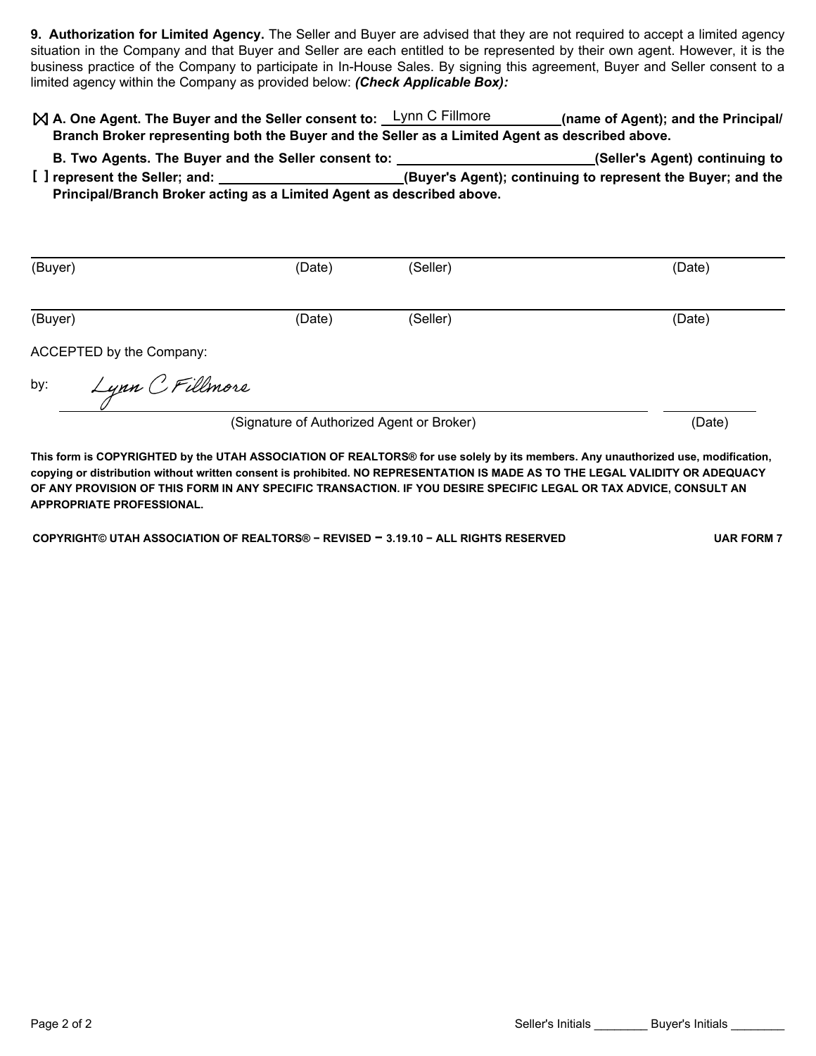**9. Authorization for Limited Agency.** The Seller and Buyer are advised that they are not required to accept a limited agency situation in the Company and that Buyer and Seller are each entitled to be represented by their own agent. However, it is the business practice of the Company to participate in In-House Sales. By signing this agreement, Buyer and Seller consent to a limited agency within the Company as provided below: ***(Check Applicable Box):***

[X] **A. One Agent. The Buyer and the Seller consent to:** Lynn C Fillmore **(name of Agent); and the Principal/ Branch Broker representing both the Buyer and the Seller as a Limited Agent as described above.**

[ ] **B. Two Agents. The Buyer and the Seller consent to: ____________________ (Seller's Agent) continuing to represent the Seller; and: ____________________ (Buyer's Agent); continuing to represent the Buyer; and the Principal/Branch Broker acting as a Limited Agent as described above.**

| | | | |
|---|---|---|---|
| (Buyer) | (Date) | (Seller) | (Date) |
| (Buyer) | (Date) | (Seller) | (Date) |

ACCEPTED by the Company:

by: *Lynn C Fillmore*

(Signature of Authorized Agent or Broker) (Date)

**This form is COPYRIGHTED by the UTAH ASSOCIATION OF REALTORS® for use solely by its members. Any unauthorized use, modification, copying or distribution without written consent is prohibited. NO REPRESENTATION IS MADE AS TO THE LEGAL VALIDITY OR ADEQUACY OF ANY PROVISION OF THIS FORM IN ANY SPECIFIC TRANSACTION. IF YOU DESIRE SPECIFIC LEGAL OR TAX ADVICE, CONSULT AN APPROPRIATE PROFESSIONAL.**

**COPYRIGHT© UTAH ASSOCIATION OF REALTORS® − REVISED − 3.19.10 − ALL RIGHTS RESERVED** **UAR FORM 7**

Seller's Initials ________ Buyer's Initials ________